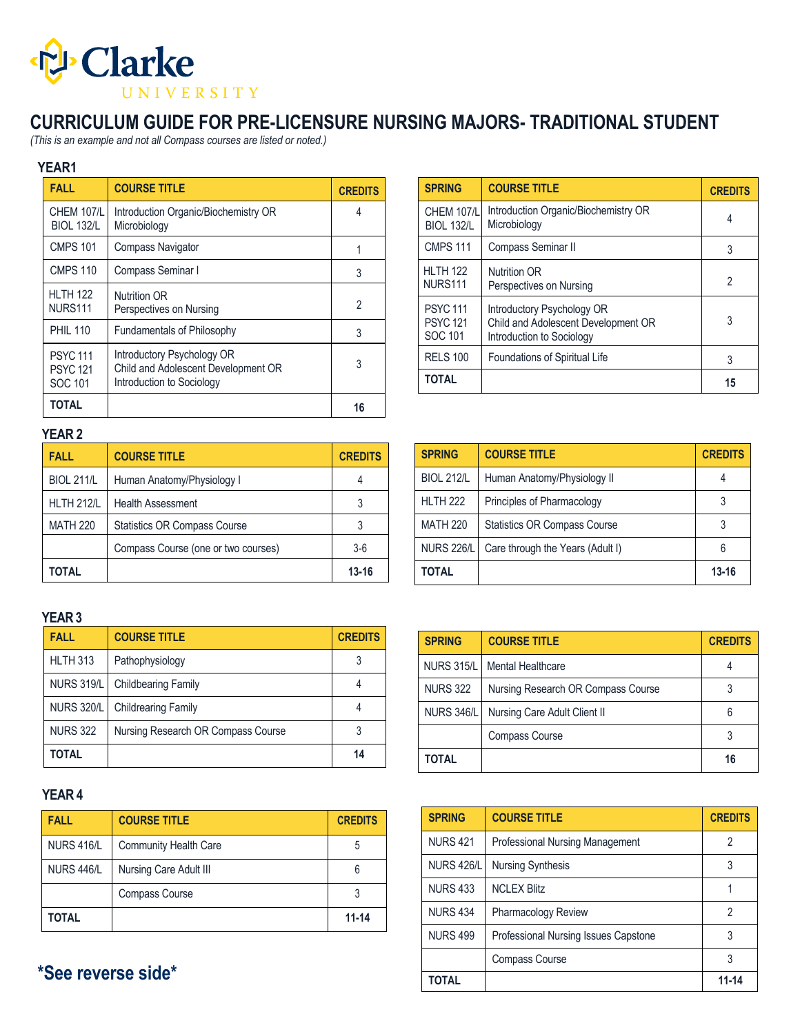# Clarke UNIVERSITY

## CURRICULUM GUIDE FOR PRE-LICENSURE NURSING MAJORS- TRADITIONAL STUDENT

*(This is an example and not all Compass courses are listed or noted.)*

### YEAR1

| FALL | COURSE TITLE | CREDITS |
|---|---|---|
| CHEM 107/L BIOL 132/L | Introduction Organic/Biochemistry OR Microbiology | 4 |
| CMPS 101 | Compass Navigator | 1 |
| CMPS 110 | Compass Seminar I | 3 |
| HLTH 122 NURS111 | Nutrition OR Perspectives on Nursing | 2 |
| PHIL 110 | Fundamentals of Philosophy | 3 |
| PSYC 111 PSYC 121 SOC 101 | Introductory Psychology OR Child and Adolescent Development OR Introduction to Sociology | 3 |
| **TOTAL** | | **16** |

| SPRING | COURSE TITLE | CREDITS |
|---|---|---|
| CHEM 107/L BIOL 132/L | Introduction Organic/Biochemistry OR Microbiology | 4 |
| CMPS 111 | Compass Seminar II | 3 |
| HLTH 122 NURS111 | Nutrition OR Perspectives on Nursing | 2 |
| PSYC 111 PSYC 121 SOC 101 | Introductory Psychology OR Child and Adolescent Development OR Introduction to Sociology | 3 |
| RELS 100 | Foundations of Spiritual Life | 3 |
| **TOTAL** | | **15** |

### YEAR 2

| FALL | COURSE TITLE | CREDITS |
|---|---|---|
| BIOL 211/L | Human Anatomy/Physiology I | 4 |
| HLTH 212/L | Health Assessment | 3 |
| MATH 220 | Statistics OR Compass Course | 3 |
| | Compass Course (one or two courses) | 3-6 |
| **TOTAL** | | **13-16** |

| SPRING | COURSE TITLE | CREDITS |
|---|---|---|
| BIOL 212/L | Human Anatomy/Physiology II | 4 |
| HLTH 222 | Principles of Pharmacology | 3 |
| MATH 220 | Statistics OR Compass Course | 3 |
| NURS 226/L | Care through the Years (Adult I) | 6 |
| **TOTAL** | | **13-16** |

### YEAR 3

| FALL | COURSE TITLE | CREDITS |
|---|---|---|
| HLTH 313 | Pathophysiology | 3 |
| NURS 319/L | Childbearing Family | 4 |
| NURS 320/L | Childrearing Family | 4 |
| NURS 322 | Nursing Research OR Compass Course | 3 |
| **TOTAL** | | **14** |

| SPRING | COURSE TITLE | CREDITS |
|---|---|---|
| NURS 315/L | Mental Healthcare | 4 |
| NURS 322 | Nursing Research OR Compass Course | 3 |
| NURS 346/L | Nursing Care Adult Client II | 6 |
| | Compass Course | 3 |
| **TOTAL** | | **16** |

### YEAR 4

| FALL | COURSE TITLE | CREDITS |
|---|---|---|
| NURS 416/L | Community Health Care | 5 |
| NURS 446/L | Nursing Care Adult III | 6 |
| | Compass Course | 3 |
| **TOTAL** | | **11-14** |

| SPRING | COURSE TITLE | CREDITS |
|---|---|---|
| NURS 421 | Professional Nursing Management | 2 |
| NURS 426/L | Nursing Synthesis | 3 |
| NURS 433 | NCLEX Blitz | 1 |
| NURS 434 | Pharmacology Review | 2 |
| NURS 499 | Professional Nursing Issues Capstone | 3 |
| | Compass Course | 3 |
| **TOTAL** | | **11-14** |

**\*See reverse side\***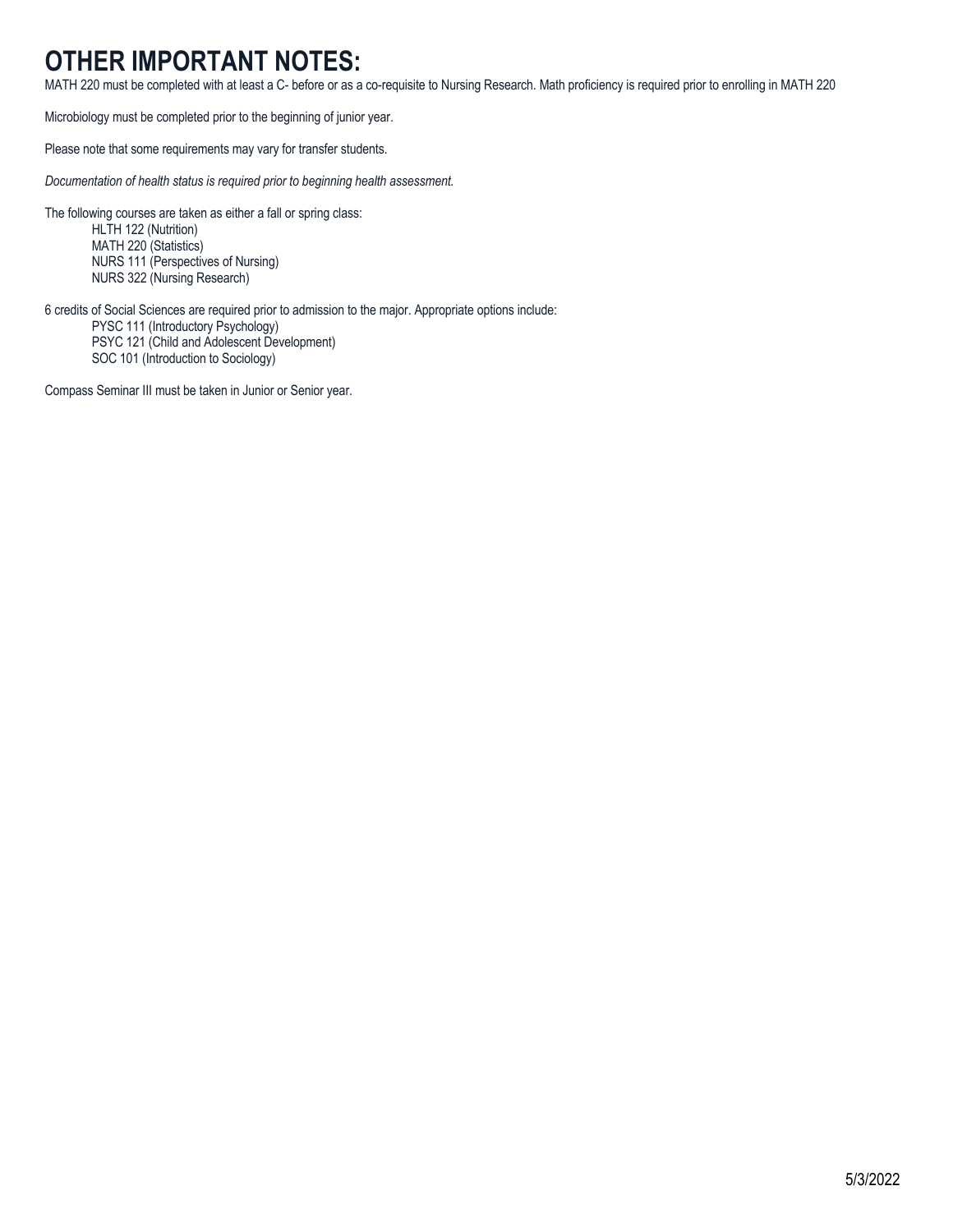# OTHER IMPORTANT NOTES:

MATH 220 must be completed with at least a C- before or as a co-requisite to Nursing Research. Math proficiency is required prior to enrolling in MATH 220

Microbiology must be completed prior to the beginning of junior year.

Please note that some requirements may vary for transfer students.

*Documentation of health status is required prior to beginning health assessment.*

The following courses are taken as either a fall or spring class:

- HLTH 122 (Nutrition)
- MATH 220 (Statistics)
- NURS 111 (Perspectives of Nursing)
- NURS 322 (Nursing Research)

6 credits of Social Sciences are required prior to admission to the major. Appropriate options include:

- PYSC 111 (Introductory Psychology)
- PSYC 121 (Child and Adolescent Development)
- SOC 101 (Introduction to Sociology)

Compass Seminar III must be taken in Junior or Senior year.

5/3/2022